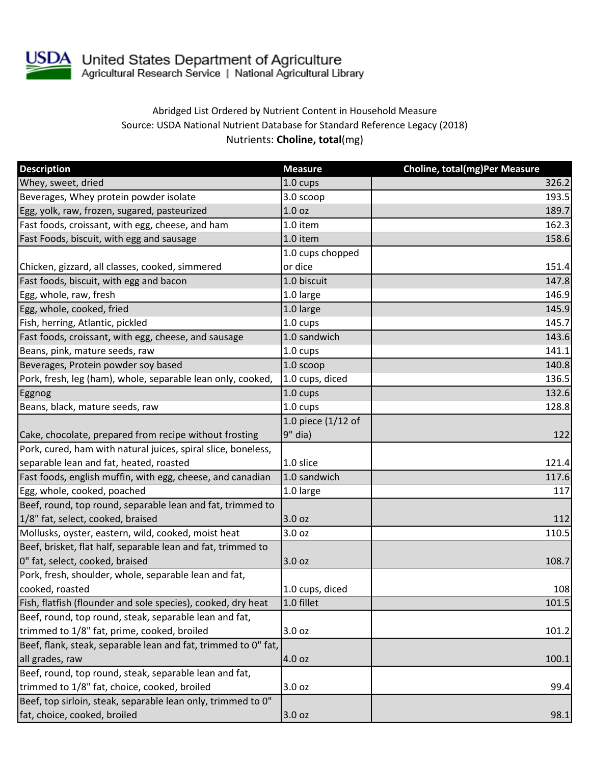United States Department of Agriculture
Agricultural Research Service | National Agricultural Library

Abridged List Ordered by Nutrient Content in Household Measure
Source: USDA National Nutrient Database for Standard Reference Legacy (2018)
Nutrients: **Choline, total**(mg)

| Description | Measure | Choline, total(mg)Per Measure |
|---|---|---|
| Whey, sweet, dried | 1.0 cups | 326.2 |
| Beverages, Whey protein powder isolate | 3.0 scoop | 193.5 |
| Egg, yolk, raw, frozen, sugared, pasteurized | 1.0 oz | 189.7 |
| Fast foods, croissant, with egg, cheese, and ham | 1.0 item | 162.3 |
| Fast Foods, biscuit, with egg and sausage | 1.0 item | 158.6 |
| Chicken, gizzard, all classes, cooked, simmered | 1.0 cups chopped or dice | 151.4 |
| Fast foods, biscuit, with egg and bacon | 1.0 biscuit | 147.8 |
| Egg, whole, raw, fresh | 1.0 large | 146.9 |
| Egg, whole, cooked, fried | 1.0 large | 145.9 |
| Fish, herring, Atlantic, pickled | 1.0 cups | 145.7 |
| Fast foods, croissant, with egg, cheese, and sausage | 1.0 sandwich | 143.6 |
| Beans, pink, mature seeds, raw | 1.0 cups | 141.1 |
| Beverages, Protein powder soy based | 1.0 scoop | 140.8 |
| Pork, fresh, leg (ham), whole, separable lean only, cooked, | 1.0 cups, diced | 136.5 |
| Eggnog | 1.0 cups | 132.6 |
| Beans, black, mature seeds, raw | 1.0 cups | 128.8 |
| Cake, chocolate, prepared from recipe without frosting | 1.0 piece (1/12 of 9" dia) | 122 |
| Pork, cured, ham with natural juices, spiral slice, boneless, separable lean and fat, heated, roasted | 1.0 slice | 121.4 |
| Fast foods, english muffin, with egg, cheese, and canadian | 1.0 sandwich | 117.6 |
| Egg, whole, cooked, poached | 1.0 large | 117 |
| Beef, round, top round, separable lean and fat, trimmed to 1/8" fat, select, cooked, braised | 3.0 oz | 112 |
| Mollusks, oyster, eastern, wild, cooked, moist heat | 3.0 oz | 110.5 |
| Beef, brisket, flat half, separable lean and fat, trimmed to 0" fat, select, cooked, braised | 3.0 oz | 108.7 |
| Pork, fresh, shoulder, whole, separable lean and fat, cooked, roasted | 1.0 cups, diced | 108 |
| Fish, flatfish (flounder and sole species), cooked, dry heat | 1.0 fillet | 101.5 |
| Beef, round, top round, steak, separable lean and fat, trimmed to 1/8" fat, prime, cooked, broiled | 3.0 oz | 101.2 |
| Beef, flank, steak, separable lean and fat, trimmed to 0" fat, all grades, raw | 4.0 oz | 100.1 |
| Beef, round, top round, steak, separable lean and fat, trimmed to 1/8" fat, choice, cooked, broiled | 3.0 oz | 99.4 |
| Beef, top sirloin, steak, separable lean only, trimmed to 0" fat, choice, cooked, broiled | 3.0 oz | 98.1 |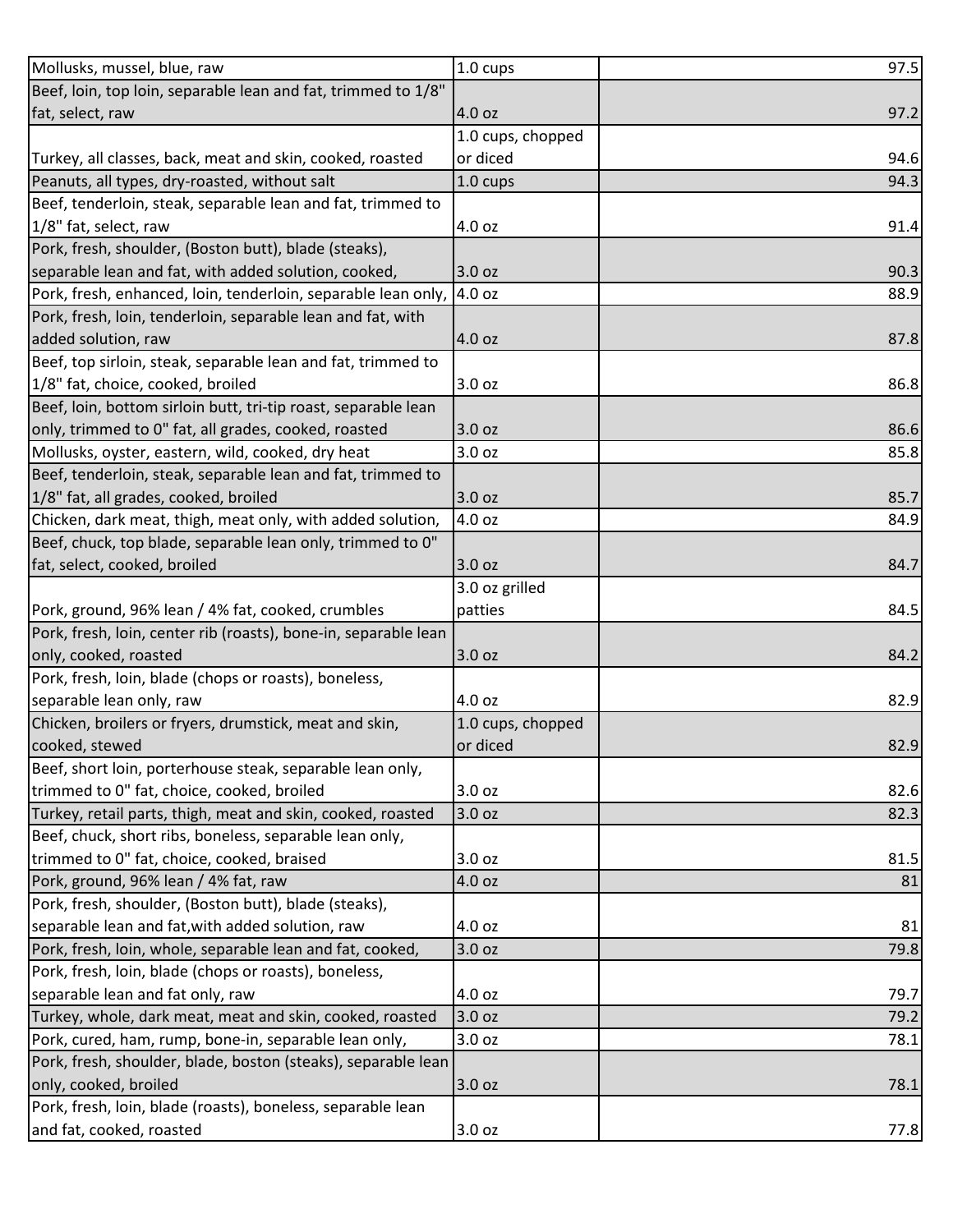| | | |
|---|---|---|
| Mollusks, mussel, blue, raw | 1.0 cups | 97.5 |
| Beef, loin, top loin, separable lean and fat, trimmed to 1/8" fat, select, raw | 4.0 oz | 97.2 |
| Turkey, all classes, back, meat and skin, cooked, roasted | 1.0 cups, chopped or diced | 94.6 |
| Peanuts, all types, dry-roasted, without salt | 1.0 cups | 94.3 |
| Beef, tenderloin, steak, separable lean and fat, trimmed to 1/8" fat, select, raw | 4.0 oz | 91.4 |
| Pork, fresh, shoulder, (Boston butt), blade (steaks), separable lean and fat, with added solution, cooked, | 3.0 oz | 90.3 |
| Pork, fresh, enhanced, loin, tenderloin, separable lean only, | 4.0 oz | 88.9 |
| Pork, fresh, loin, tenderloin, separable lean and fat, with added solution, raw | 4.0 oz | 87.8 |
| Beef, top sirloin, steak, separable lean and fat, trimmed to 1/8" fat, choice, cooked, broiled | 3.0 oz | 86.8 |
| Beef, loin, bottom sirloin butt, tri-tip roast, separable lean only, trimmed to 0" fat, all grades, cooked, roasted | 3.0 oz | 86.6 |
| Mollusks, oyster, eastern, wild, cooked, dry heat | 3.0 oz | 85.8 |
| Beef, tenderloin, steak, separable lean and fat, trimmed to 1/8" fat, all grades, cooked, broiled | 3.0 oz | 85.7 |
| Chicken, dark meat, thigh, meat only, with added solution, | 4.0 oz | 84.9 |
| Beef, chuck, top blade, separable lean only, trimmed to 0" fat, select, cooked, broiled | 3.0 oz | 84.7 |
| Pork, ground, 96% lean / 4% fat, cooked, crumbles | 3.0 oz grilled patties | 84.5 |
| Pork, fresh, loin, center rib (roasts), bone-in, separable lean only, cooked, roasted | 3.0 oz | 84.2 |
| Pork, fresh, loin, blade (chops or roasts), boneless, separable lean only, raw | 4.0 oz | 82.9 |
| Chicken, broilers or fryers, drumstick, meat and skin, cooked, stewed | 1.0 cups, chopped or diced | 82.9 |
| Beef, short loin, porterhouse steak, separable lean only, trimmed to 0" fat, choice, cooked, broiled | 3.0 oz | 82.6 |
| Turkey, retail parts, thigh, meat and skin, cooked, roasted | 3.0 oz | 82.3 |
| Beef, chuck, short ribs, boneless, separable lean only, trimmed to 0" fat, choice, cooked, braised | 3.0 oz | 81.5 |
| Pork, ground, 96% lean / 4% fat, raw | 4.0 oz | 81 |
| Pork, fresh, shoulder, (Boston butt), blade (steaks), separable lean and fat,with added solution, raw | 4.0 oz | 81 |
| Pork, fresh, loin, whole, separable lean and fat, cooked, | 3.0 oz | 79.8 |
| Pork, fresh, loin, blade (chops or roasts), boneless, separable lean and fat only, raw | 4.0 oz | 79.7 |
| Turkey, whole, dark meat, meat and skin, cooked, roasted | 3.0 oz | 79.2 |
| Pork, cured, ham, rump, bone-in, separable lean only, | 3.0 oz | 78.1 |
| Pork, fresh, shoulder, blade, boston (steaks), separable lean only, cooked, broiled | 3.0 oz | 78.1 |
| Pork, fresh, loin, blade (roasts), boneless, separable lean and fat, cooked, roasted | 3.0 oz | 77.8 |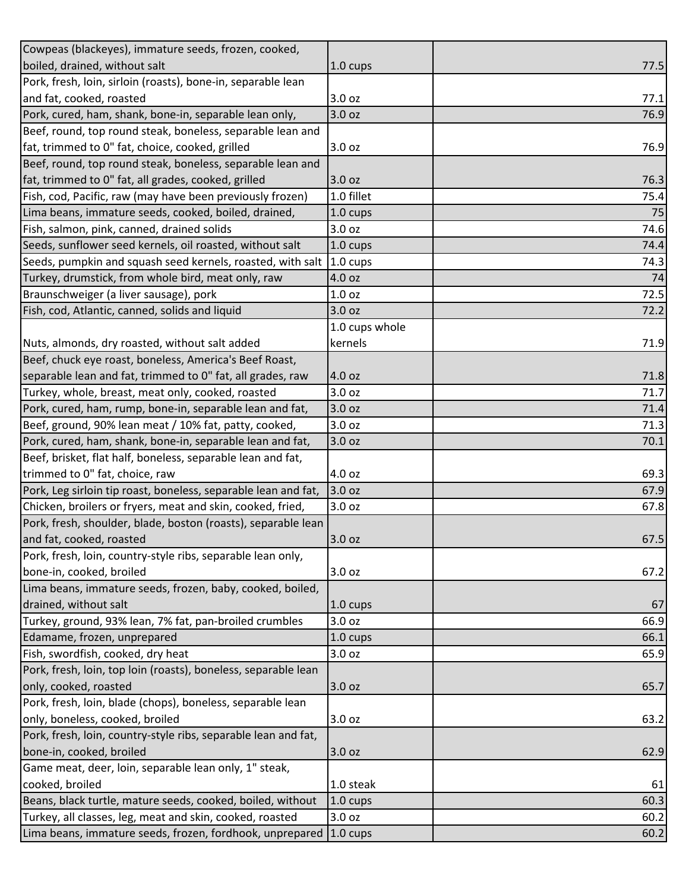| | | |
|---|---|---|
| Cowpeas (blackeyes), immature seeds, frozen, cooked, boiled, drained, without salt | 1.0 cups | 77.5 |
| Pork, fresh, loin, sirloin (roasts), bone-in, separable lean and fat, cooked, roasted | 3.0 oz | 77.1 |
| Pork, cured, ham, shank, bone-in, separable lean only, | 3.0 oz | 76.9 |
| Beef, round, top round steak, boneless, separable lean and fat, trimmed to 0" fat, choice, cooked, grilled | 3.0 oz | 76.9 |
| Beef, round, top round steak, boneless, separable lean and fat, trimmed to 0" fat, all grades, cooked, grilled | 3.0 oz | 76.3 |
| Fish, cod, Pacific, raw (may have been previously frozen) | 1.0 fillet | 75.4 |
| Lima beans, immature seeds, cooked, boiled, drained, | 1.0 cups | 75 |
| Fish, salmon, pink, canned, drained solids | 3.0 oz | 74.6 |
| Seeds, sunflower seed kernels, oil roasted, without salt | 1.0 cups | 74.4 |
| Seeds, pumpkin and squash seed kernels, roasted, with salt | 1.0 cups | 74.3 |
| Turkey, drumstick, from whole bird, meat only, raw | 4.0 oz | 74 |
| Braunschweiger (a liver sausage), pork | 1.0 oz | 72.5 |
| Fish, cod, Atlantic, canned, solids and liquid | 3.0 oz | 72.2 |
| Nuts, almonds, dry roasted, without salt added | 1.0 cups whole kernels | 71.9 |
| Beef, chuck eye roast, boneless, America's Beef Roast, separable lean and fat, trimmed to 0" fat, all grades, raw | 4.0 oz | 71.8 |
| Turkey, whole, breast, meat only, cooked, roasted | 3.0 oz | 71.7 |
| Pork, cured, ham, rump, bone-in, separable lean and fat, | 3.0 oz | 71.4 |
| Beef, ground, 90% lean meat / 10% fat, patty, cooked, | 3.0 oz | 71.3 |
| Pork, cured, ham, shank, bone-in, separable lean and fat, | 3.0 oz | 70.1 |
| Beef, brisket, flat half, boneless, separable lean and fat, trimmed to 0" fat, choice, raw | 4.0 oz | 69.3 |
| Pork, Leg sirloin tip roast, boneless, separable lean and fat, | 3.0 oz | 67.9 |
| Chicken, broilers or fryers, meat and skin, cooked, fried, | 3.0 oz | 67.8 |
| Pork, fresh, shoulder, blade, boston (roasts), separable lean and fat, cooked, roasted | 3.0 oz | 67.5 |
| Pork, fresh, loin, country-style ribs, separable lean only, bone-in, cooked, broiled | 3.0 oz | 67.2 |
| Lima beans, immature seeds, frozen, baby, cooked, boiled, drained, without salt | 1.0 cups | 67 |
| Turkey, ground, 93% lean, 7% fat, pan-broiled crumbles | 3.0 oz | 66.9 |
| Edamame, frozen, unprepared | 1.0 cups | 66.1 |
| Fish, swordfish, cooked, dry heat | 3.0 oz | 65.9 |
| Pork, fresh, loin, top loin (roasts), boneless, separable lean only, cooked, roasted | 3.0 oz | 65.7 |
| Pork, fresh, loin, blade (chops), boneless, separable lean only, boneless, cooked, broiled | 3.0 oz | 63.2 |
| Pork, fresh, loin, country-style ribs, separable lean and fat, bone-in, cooked, broiled | 3.0 oz | 62.9 |
| Game meat, deer, loin, separable lean only, 1" steak, cooked, broiled | 1.0 steak | 61 |
| Beans, black turtle, mature seeds, cooked, boiled, without | 1.0 cups | 60.3 |
| Turkey, all classes, leg, meat and skin, cooked, roasted | 3.0 oz | 60.2 |
| Lima beans, immature seeds, frozen, fordhook, unprepared | 1.0 cups | 60.2 |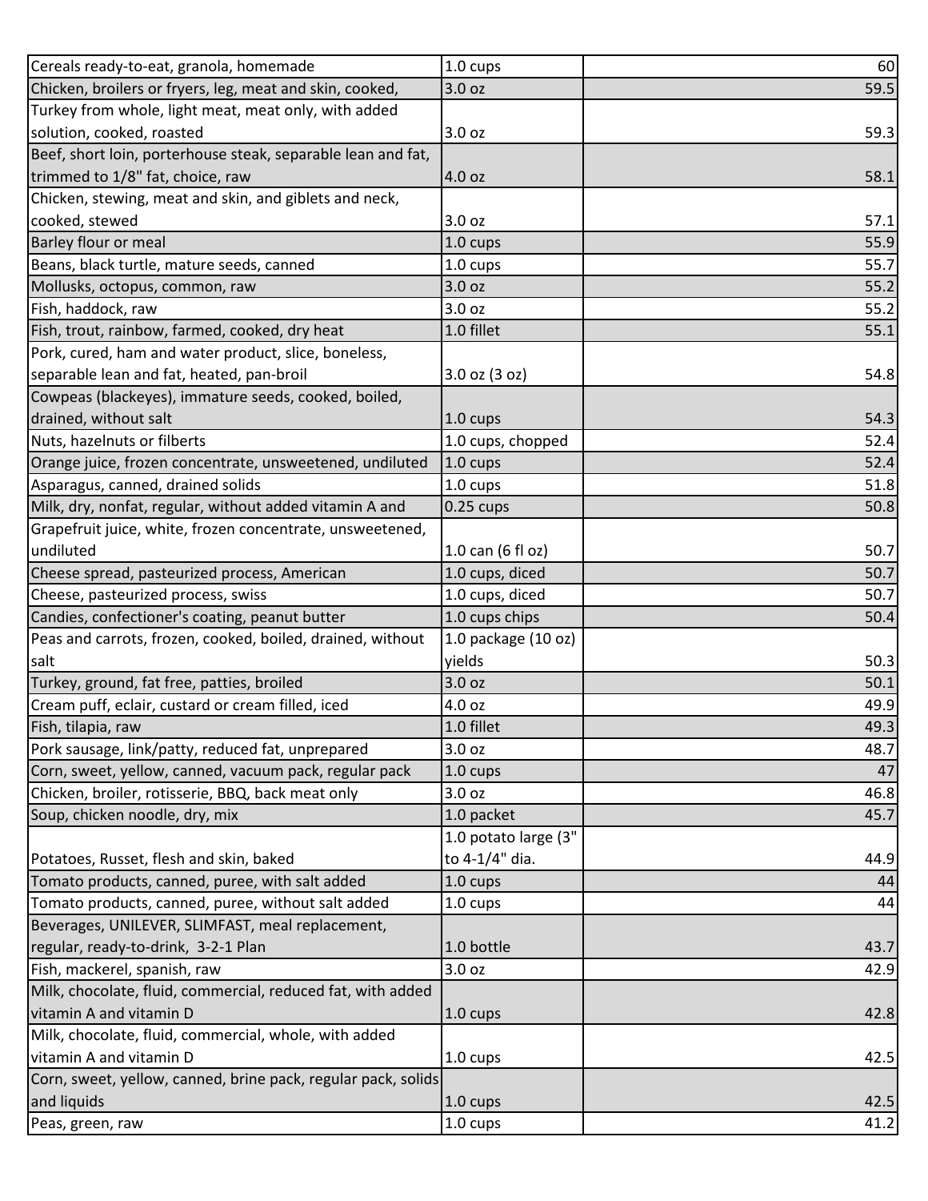| | | |
|---|---|---|
| Cereals ready-to-eat, granola, homemade | 1.0 cups | 60 |
| Chicken, broilers or fryers, leg, meat and skin, cooked, | 3.0 oz | 59.5 |
| Turkey from whole, light meat, meat only, with added solution, cooked, roasted | 3.0 oz | 59.3 |
| Beef, short loin, porterhouse steak, separable lean and fat, trimmed to 1/8" fat, choice, raw | 4.0 oz | 58.1 |
| Chicken, stewing, meat and skin, and giblets and neck, cooked, stewed | 3.0 oz | 57.1 |
| Barley flour or meal | 1.0 cups | 55.9 |
| Beans, black turtle, mature seeds, canned | 1.0 cups | 55.7 |
| Mollusks, octopus, common, raw | 3.0 oz | 55.2 |
| Fish, haddock, raw | 3.0 oz | 55.2 |
| Fish, trout, rainbow, farmed, cooked, dry heat | 1.0 fillet | 55.1 |
| Pork, cured, ham and water product, slice, boneless, separable lean and fat, heated, pan-broil | 3.0 oz (3 oz) | 54.8 |
| Cowpeas (blackeyes), immature seeds, cooked, boiled, drained, without salt | 1.0 cups | 54.3 |
| Nuts, hazelnuts or filberts | 1.0 cups, chopped | 52.4 |
| Orange juice, frozen concentrate, unsweetened, undiluted | 1.0 cups | 52.4 |
| Asparagus, canned, drained solids | 1.0 cups | 51.8 |
| Milk, dry, nonfat, regular, without added vitamin A and | 0.25 cups | 50.8 |
| Grapefruit juice, white, frozen concentrate, unsweetened, undiluted | 1.0 can (6 fl oz) | 50.7 |
| Cheese spread, pasteurized process, American | 1.0 cups, diced | 50.7 |
| Cheese, pasteurized process, swiss | 1.0 cups, diced | 50.7 |
| Candies, confectioner's coating, peanut butter | 1.0 cups chips | 50.4 |
| Peas and carrots, frozen, cooked, boiled, drained, without salt | 1.0 package (10 oz) yields | 50.3 |
| Turkey, ground, fat free, patties, broiled | 3.0 oz | 50.1 |
| Cream puff, eclair, custard or cream filled, iced | 4.0 oz | 49.9 |
| Fish, tilapia, raw | 1.0 fillet | 49.3 |
| Pork sausage, link/patty, reduced fat, unprepared | 3.0 oz | 48.7 |
| Corn, sweet, yellow, canned, vacuum pack, regular pack | 1.0 cups | 47 |
| Chicken, broiler, rotisserie, BBQ, back meat only | 3.0 oz | 46.8 |
| Soup, chicken noodle, dry, mix | 1.0 packet | 45.7 |
| Potatoes, Russet, flesh and skin, baked | 1.0 potato large (3" to 4-1/4" dia. | 44.9 |
| Tomato products, canned, puree, with salt added | 1.0 cups | 44 |
| Tomato products, canned, puree, without salt added | 1.0 cups | 44 |
| Beverages, UNILEVER, SLIMFAST, meal replacement, regular, ready-to-drink, 3-2-1 Plan | 1.0 bottle | 43.7 |
| Fish, mackerel, spanish, raw | 3.0 oz | 42.9 |
| Milk, chocolate, fluid, commercial, reduced fat, with added vitamin A and vitamin D | 1.0 cups | 42.8 |
| Milk, chocolate, fluid, commercial, whole, with added vitamin A and vitamin D | 1.0 cups | 42.5 |
| Corn, sweet, yellow, canned, brine pack, regular pack, solids and liquids | 1.0 cups | 42.5 |
| Peas, green, raw | 1.0 cups | 41.2 |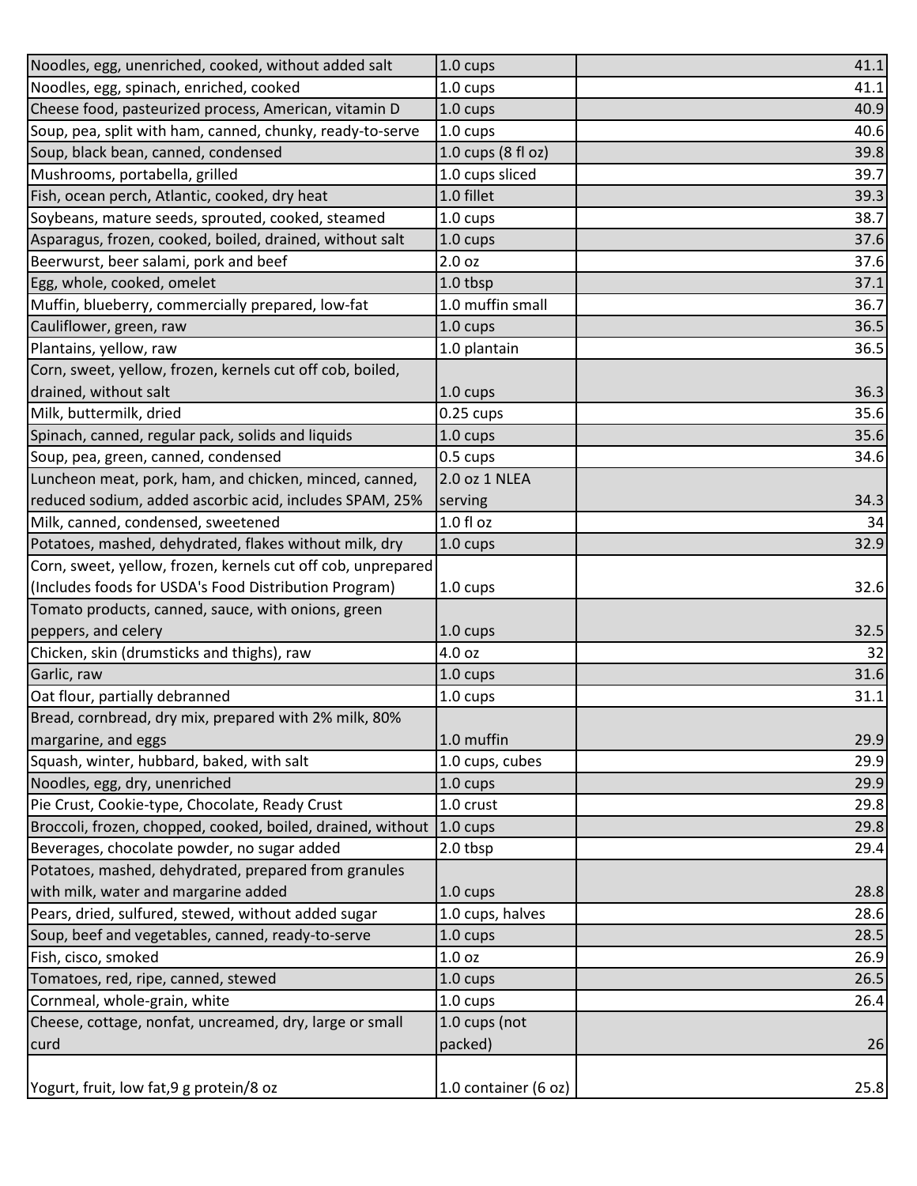| | | |
|---|---|---|
| Noodles, egg, unenriched, cooked, without added salt | 1.0 cups | 41.1 |
| Noodles, egg, spinach, enriched, cooked | 1.0 cups | 41.1 |
| Cheese food, pasteurized process, American, vitamin D | 1.0 cups | 40.9 |
| Soup, pea, split with ham, canned, chunky, ready-to-serve | 1.0 cups | 40.6 |
| Soup, black bean, canned, condensed | 1.0 cups (8 fl oz) | 39.8 |
| Mushrooms, portabella, grilled | 1.0 cups sliced | 39.7 |
| Fish, ocean perch, Atlantic, cooked, dry heat | 1.0 fillet | 39.3 |
| Soybeans, mature seeds, sprouted, cooked, steamed | 1.0 cups | 38.7 |
| Asparagus, frozen, cooked, boiled, drained, without salt | 1.0 cups | 37.6 |
| Beerwurst, beer salami, pork and beef | 2.0 oz | 37.6 |
| Egg, whole, cooked, omelet | 1.0 tbsp | 37.1 |
| Muffin, blueberry, commercially prepared, low-fat | 1.0 muffin small | 36.7 |
| Cauliflower, green, raw | 1.0 cups | 36.5 |
| Plantains, yellow, raw | 1.0 plantain | 36.5 |
| Corn, sweet, yellow, frozen, kernels cut off cob, boiled, drained, without salt | 1.0 cups | 36.3 |
| Milk, buttermilk, dried | 0.25 cups | 35.6 |
| Spinach, canned, regular pack, solids and liquids | 1.0 cups | 35.6 |
| Soup, pea, green, canned, condensed | 0.5 cups | 34.6 |
| Luncheon meat, pork, ham, and chicken, minced, canned, reduced sodium, added ascorbic acid, includes SPAM, 25% | 2.0 oz 1 NLEA serving | 34.3 |
| Milk, canned, condensed, sweetened | 1.0 fl oz | 34 |
| Potatoes, mashed, dehydrated, flakes without milk, dry | 1.0 cups | 32.9 |
| Corn, sweet, yellow, frozen, kernels cut off cob, unprepared (Includes foods for USDA's Food Distribution Program) | 1.0 cups | 32.6 |
| Tomato products, canned, sauce, with onions, green peppers, and celery | 1.0 cups | 32.5 |
| Chicken, skin (drumsticks and thighs), raw | 4.0 oz | 32 |
| Garlic, raw | 1.0 cups | 31.6 |
| Oat flour, partially debranned | 1.0 cups | 31.1 |
| Bread, cornbread, dry mix, prepared with 2% milk, 80% margarine, and eggs | 1.0 muffin | 29.9 |
| Squash, winter, hubbard, baked, with salt | 1.0 cups, cubes | 29.9 |
| Noodles, egg, dry, unenriched | 1.0 cups | 29.9 |
| Pie Crust, Cookie-type, Chocolate, Ready Crust | 1.0 crust | 29.8 |
| Broccoli, frozen, chopped, cooked, boiled, drained, without | 1.0 cups | 29.8 |
| Beverages, chocolate powder, no sugar added | 2.0 tbsp | 29.4 |
| Potatoes, mashed, dehydrated, prepared from granules with milk, water and margarine added | 1.0 cups | 28.8 |
| Pears, dried, sulfured, stewed, without added sugar | 1.0 cups, halves | 28.6 |
| Soup, beef and vegetables, canned, ready-to-serve | 1.0 cups | 28.5 |
| Fish, cisco, smoked | 1.0 oz | 26.9 |
| Tomatoes, red, ripe, canned, stewed | 1.0 cups | 26.5 |
| Cornmeal, whole-grain, white | 1.0 cups | 26.4 |
| Cheese, cottage, nonfat, uncreamed, dry, large or small curd | 1.0 cups (not packed) | 26 |
| Yogurt, fruit, low fat,9 g protein/8 oz | 1.0 container (6 oz) | 25.8 |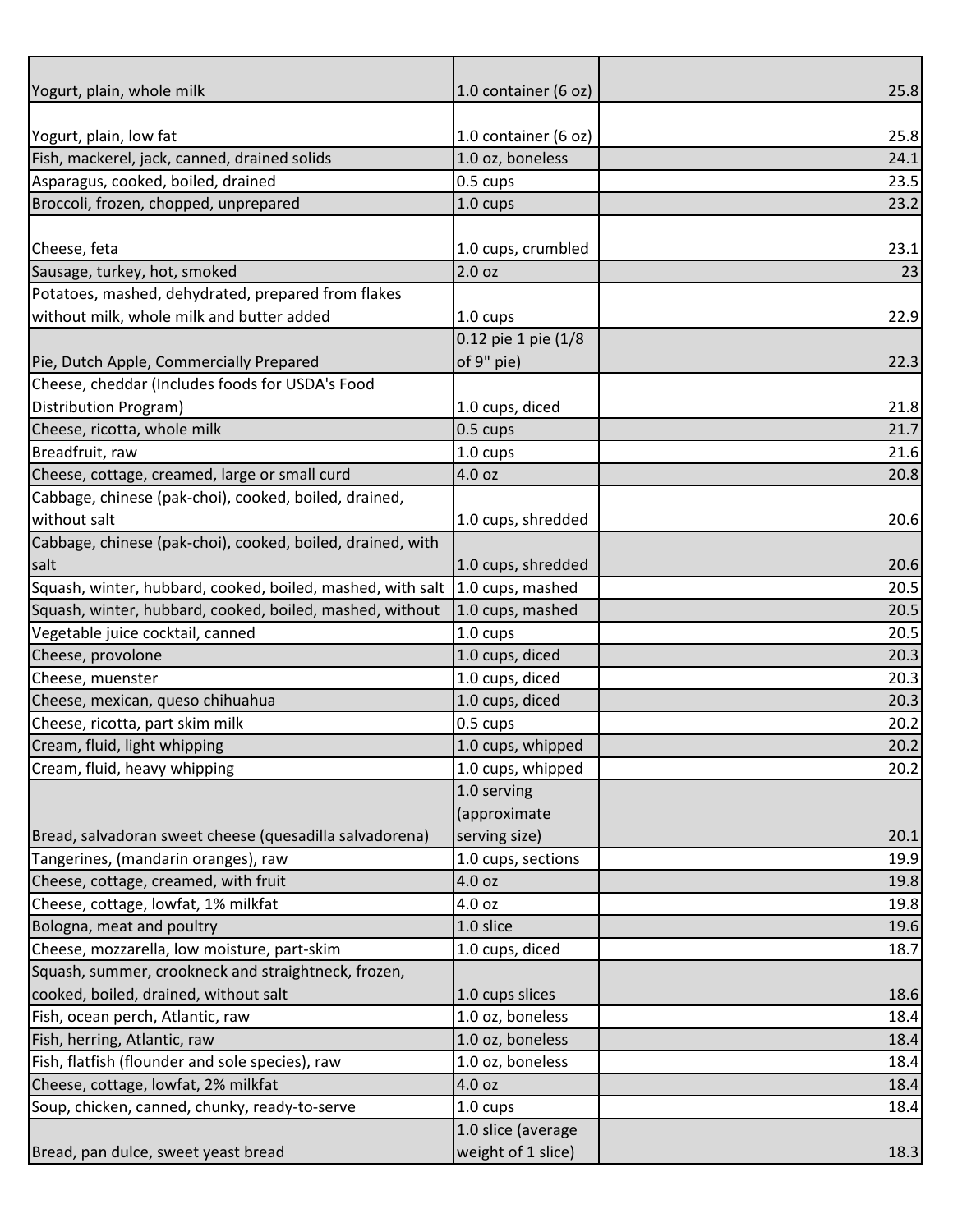| | | |
|---|---|---|
| Yogurt, plain, whole milk | 1.0 container (6 oz) | 25.8 |
| Yogurt, plain, low fat | 1.0 container (6 oz) | 25.8 |
| Fish, mackerel, jack, canned, drained solids | 1.0 oz, boneless | 24.1 |
| Asparagus, cooked, boiled, drained | 0.5 cups | 23.5 |
| Broccoli, frozen, chopped, unprepared | 1.0 cups | 23.2 |
| Cheese, feta | 1.0 cups, crumbled | 23.1 |
| Sausage, turkey, hot, smoked | 2.0 oz | 23 |
| Potatoes, mashed, dehydrated, prepared from flakes without milk, whole milk and butter added | 1.0 cups | 22.9 |
| Pie, Dutch Apple, Commercially Prepared | 0.12 pie 1 pie (1/8 of 9" pie) | 22.3 |
| Cheese, cheddar (Includes foods for USDA's Food Distribution Program) | 1.0 cups, diced | 21.8 |
| Cheese, ricotta, whole milk | 0.5 cups | 21.7 |
| Breadfruit, raw | 1.0 cups | 21.6 |
| Cheese, cottage, creamed, large or small curd | 4.0 oz | 20.8 |
| Cabbage, chinese (pak-choi), cooked, boiled, drained, without salt | 1.0 cups, shredded | 20.6 |
| Cabbage, chinese (pak-choi), cooked, boiled, drained, with salt | 1.0 cups, shredded | 20.6 |
| Squash, winter, hubbard, cooked, boiled, mashed, with salt | 1.0 cups, mashed | 20.5 |
| Squash, winter, hubbard, cooked, boiled, mashed, without | 1.0 cups, mashed | 20.5 |
| Vegetable juice cocktail, canned | 1.0 cups | 20.5 |
| Cheese, provolone | 1.0 cups, diced | 20.3 |
| Cheese, muenster | 1.0 cups, diced | 20.3 |
| Cheese, mexican, queso chihuahua | 1.0 cups, diced | 20.3 |
| Cheese, ricotta, part skim milk | 0.5 cups | 20.2 |
| Cream, fluid, light whipping | 1.0 cups, whipped | 20.2 |
| Cream, fluid, heavy whipping | 1.0 cups, whipped | 20.2 |
| Bread, salvadoran sweet cheese (quesadilla salvadorena) | 1.0 serving (approximate serving size) | 20.1 |
| Tangerines, (mandarin oranges), raw | 1.0 cups, sections | 19.9 |
| Cheese, cottage, creamed, with fruit | 4.0 oz | 19.8 |
| Cheese, cottage, lowfat, 1% milkfat | 4.0 oz | 19.8 |
| Bologna, meat and poultry | 1.0 slice | 19.6 |
| Cheese, mozzarella, low moisture, part-skim | 1.0 cups, diced | 18.7 |
| Squash, summer, crookneck and straightneck, frozen, cooked, boiled, drained, without salt | 1.0 cups slices | 18.6 |
| Fish, ocean perch, Atlantic, raw | 1.0 oz, boneless | 18.4 |
| Fish, herring, Atlantic, raw | 1.0 oz, boneless | 18.4 |
| Fish, flatfish (flounder and sole species), raw | 1.0 oz, boneless | 18.4 |
| Cheese, cottage, lowfat, 2% milkfat | 4.0 oz | 18.4 |
| Soup, chicken, canned, chunky, ready-to-serve | 1.0 cups | 18.4 |
| Bread, pan dulce, sweet yeast bread | 1.0 slice (average weight of 1 slice) | 18.3 |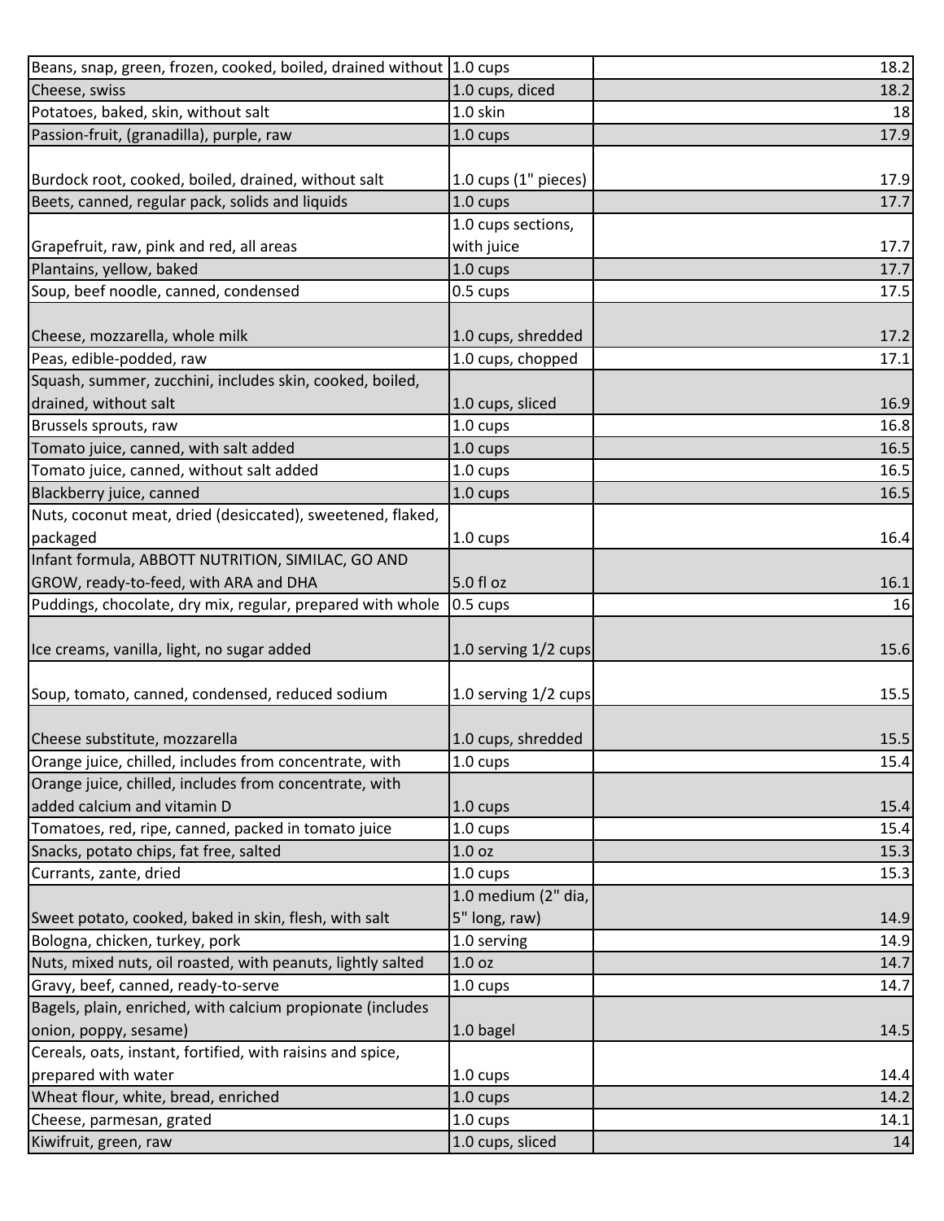| | | |
|---|---|---|
| Beans, snap, green, frozen, cooked, boiled, drained without | 1.0 cups | 18.2 |
| Cheese, swiss | 1.0 cups, diced | 18.2 |
| Potatoes, baked, skin, without salt | 1.0 skin | 18 |
| Passion-fruit, (granadilla), purple, raw | 1.0 cups | 17.9 |
| Burdock root, cooked, boiled, drained, without salt | 1.0 cups (1" pieces) | 17.9 |
| Beets, canned, regular pack, solids and liquids | 1.0 cups | 17.7 |
| Grapefruit, raw, pink and red, all areas | 1.0 cups sections, with juice | 17.7 |
| Plantains, yellow, baked | 1.0 cups | 17.7 |
| Soup, beef noodle, canned, condensed | 0.5 cups | 17.5 |
| Cheese, mozzarella, whole milk | 1.0 cups, shredded | 17.2 |
| Peas, edible-podded, raw | 1.0 cups, chopped | 17.1 |
| Squash, summer, zucchini, includes skin, cooked, boiled, drained, without salt | 1.0 cups, sliced | 16.9 |
| Brussels sprouts, raw | 1.0 cups | 16.8 |
| Tomato juice, canned, with salt added | 1.0 cups | 16.5 |
| Tomato juice, canned, without salt added | 1.0 cups | 16.5 |
| Blackberry juice, canned | 1.0 cups | 16.5 |
| Nuts, coconut meat, dried (desiccated), sweetened, flaked, packaged | 1.0 cups | 16.4 |
| Infant formula, ABBOTT NUTRITION, SIMILAC, GO AND GROW, ready-to-feed, with ARA and DHA | 5.0 fl oz | 16.1 |
| Puddings, chocolate, dry mix, regular, prepared with whole | 0.5 cups | 16 |
| Ice creams, vanilla, light, no sugar added | 1.0 serving 1/2 cups | 15.6 |
| Soup, tomato, canned, condensed, reduced sodium | 1.0 serving 1/2 cups | 15.5 |
| Cheese substitute, mozzarella | 1.0 cups, shredded | 15.5 |
| Orange juice, chilled, includes from concentrate, with | 1.0 cups | 15.4 |
| Orange juice, chilled, includes from concentrate, with added calcium and vitamin D | 1.0 cups | 15.4 |
| Tomatoes, red, ripe, canned, packed in tomato juice | 1.0 cups | 15.4 |
| Snacks, potato chips, fat free, salted | 1.0 oz | 15.3 |
| Currants, zante, dried | 1.0 cups | 15.3 |
| Sweet potato, cooked, baked in skin, flesh, with salt | 1.0 medium (2" dia, 5" long, raw) | 14.9 |
| Bologna, chicken, turkey, pork | 1.0 serving | 14.9 |
| Nuts, mixed nuts, oil roasted, with peanuts, lightly salted | 1.0 oz | 14.7 |
| Gravy, beef, canned, ready-to-serve | 1.0 cups | 14.7 |
| Bagels, plain, enriched, with calcium propionate (includes onion, poppy, sesame) | 1.0 bagel | 14.5 |
| Cereals, oats, instant, fortified, with raisins and spice, prepared with water | 1.0 cups | 14.4 |
| Wheat flour, white, bread, enriched | 1.0 cups | 14.2 |
| Cheese, parmesan, grated | 1.0 cups | 14.1 |
| Kiwifruit, green, raw | 1.0 cups, sliced | 14 |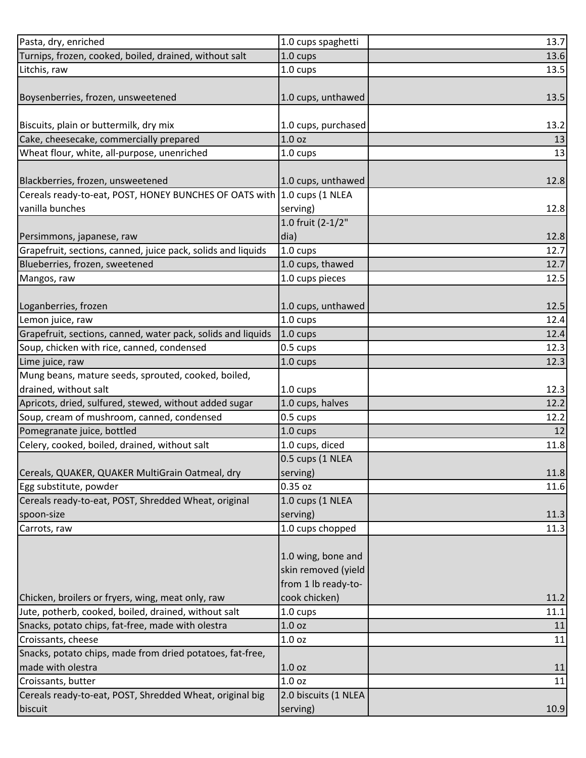| | | |
|---|---|---|
| Pasta, dry, enriched | 1.0 cups spaghetti | 13.7 |
| Turnips, frozen, cooked, boiled, drained, without salt | 1.0 cups | 13.6 |
| Litchis, raw | 1.0 cups | 13.5 |
| Boysenberries, frozen, unsweetened | 1.0 cups, unthawed | 13.5 |
| Biscuits, plain or buttermilk, dry mix | 1.0 cups, purchased | 13.2 |
| Cake, cheesecake, commercially prepared | 1.0 oz | 13 |
| Wheat flour, white, all-purpose, unenriched | 1.0 cups | 13 |
| Blackberries, frozen, unsweetened | 1.0 cups, unthawed | 12.8 |
| Cereals ready-to-eat, POST, HONEY BUNCHES OF OATS with vanilla bunches | 1.0 cups (1 NLEA serving) | 12.8 |
| Persimmons, japanese, raw | 1.0 fruit (2-1/2" dia) | 12.8 |
| Grapefruit, sections, canned, juice pack, solids and liquids | 1.0 cups | 12.7 |
| Blueberries, frozen, sweetened | 1.0 cups, thawed | 12.7 |
| Mangos, raw | 1.0 cups pieces | 12.5 |
| Loganberries, frozen | 1.0 cups, unthawed | 12.5 |
| Lemon juice, raw | 1.0 cups | 12.4 |
| Grapefruit, sections, canned, water pack, solids and liquids | 1.0 cups | 12.4 |
| Soup, chicken with rice, canned, condensed | 0.5 cups | 12.3 |
| Lime juice, raw | 1.0 cups | 12.3 |
| Mung beans, mature seeds, sprouted, cooked, boiled, drained, without salt | 1.0 cups | 12.3 |
| Apricots, dried, sulfured, stewed, without added sugar | 1.0 cups, halves | 12.2 |
| Soup, cream of mushroom, canned, condensed | 0.5 cups | 12.2 |
| Pomegranate juice, bottled | 1.0 cups | 12 |
| Celery, cooked, boiled, drained, without salt | 1.0 cups, diced | 11.8 |
| Cereals, QUAKER, QUAKER MultiGrain Oatmeal, dry | 0.5 cups (1 NLEA serving) | 11.8 |
| Egg substitute, powder | 0.35 oz | 11.6 |
| Cereals ready-to-eat, POST, Shredded Wheat, original spoon-size | 1.0 cups (1 NLEA serving) | 11.3 |
| Carrots, raw | 1.0 cups chopped | 11.3 |
| Chicken, broilers or fryers, wing, meat only, raw | 1.0 wing, bone and skin removed (yield from 1 lb ready-to-cook chicken) | 11.2 |
| Jute, potherb, cooked, boiled, drained, without salt | 1.0 cups | 11.1 |
| Snacks, potato chips, fat-free, made with olestra | 1.0 oz | 11 |
| Croissants, cheese | 1.0 oz | 11 |
| Snacks, potato chips, made from dried potatoes, fat-free, made with olestra | 1.0 oz | 11 |
| Croissants, butter | 1.0 oz | 11 |
| Cereals ready-to-eat, POST, Shredded Wheat, original big biscuit | 2.0 biscuits (1 NLEA serving) | 10.9 |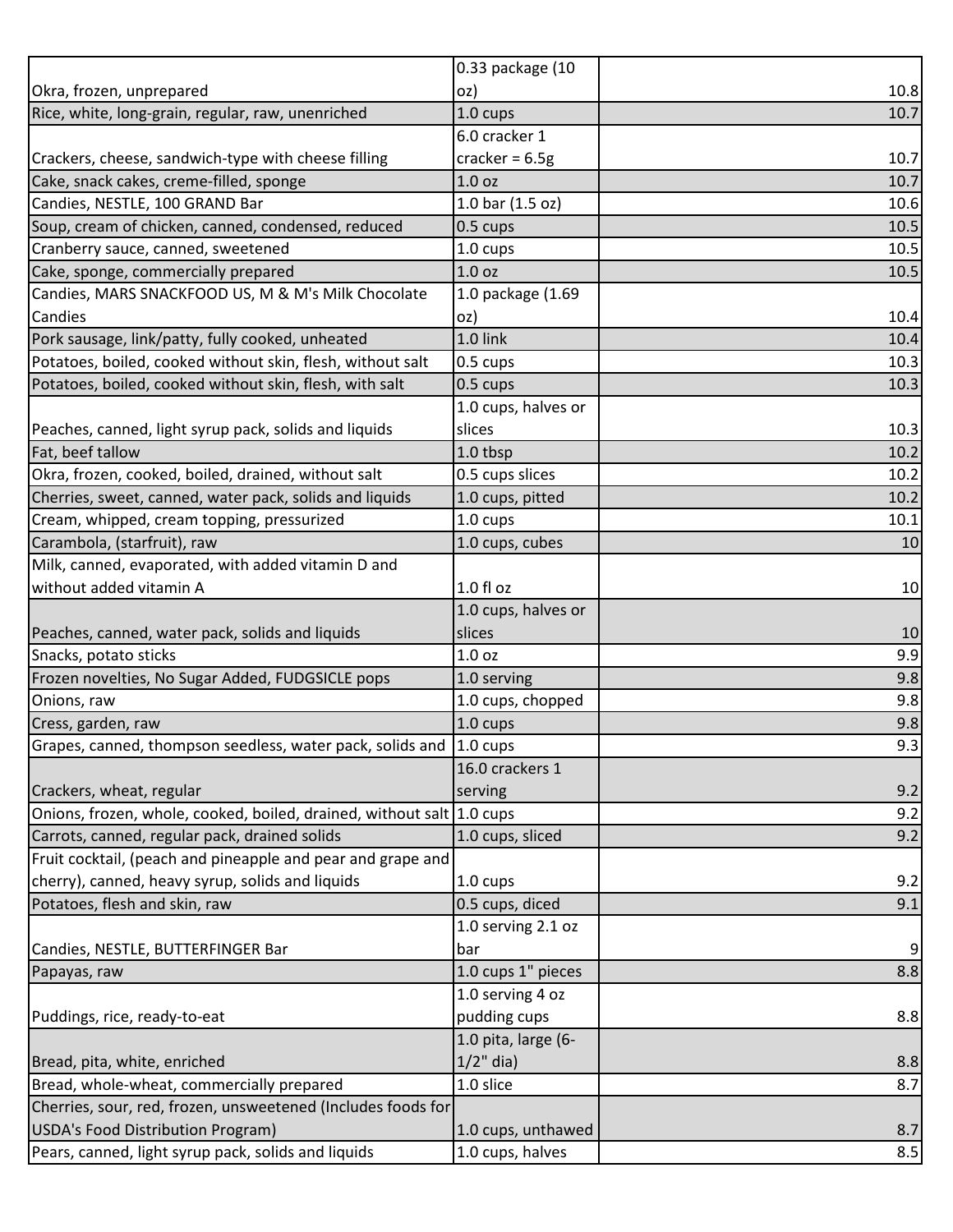| | | |
|---|---|---|
| Okra, frozen, unprepared | 0.33 package (10 oz) | 10.8 |
| Rice, white, long-grain, regular, raw, unenriched | 1.0 cups | 10.7 |
| Crackers, cheese, sandwich-type with cheese filling | 6.0 cracker 1 cracker = 6.5g | 10.7 |
| Cake, snack cakes, creme-filled, sponge | 1.0 oz | 10.7 |
| Candies, NESTLE, 100 GRAND Bar | 1.0 bar (1.5 oz) | 10.6 |
| Soup, cream of chicken, canned, condensed, reduced | 0.5 cups | 10.5 |
| Cranberry sauce, canned, sweetened | 1.0 cups | 10.5 |
| Cake, sponge, commercially prepared | 1.0 oz | 10.5 |
| Candies, MARS SNACKFOOD US, M & M's Milk Chocolate Candies | 1.0 package (1.69 oz) | 10.4 |
| Pork sausage, link/patty, fully cooked, unheated | 1.0 link | 10.4 |
| Potatoes, boiled, cooked without skin, flesh, without salt | 0.5 cups | 10.3 |
| Potatoes, boiled, cooked without skin, flesh, with salt | 0.5 cups | 10.3 |
| Peaches, canned, light syrup pack, solids and liquids | 1.0 cups, halves or slices | 10.3 |
| Fat, beef tallow | 1.0 tbsp | 10.2 |
| Okra, frozen, cooked, boiled, drained, without salt | 0.5 cups slices | 10.2 |
| Cherries, sweet, canned, water pack, solids and liquids | 1.0 cups, pitted | 10.2 |
| Cream, whipped, cream topping, pressurized | 1.0 cups | 10.1 |
| Carambola, (starfruit), raw | 1.0 cups, cubes | 10 |
| Milk, canned, evaporated, with added vitamin D and without added vitamin A | 1.0 fl oz | 10 |
| Peaches, canned, water pack, solids and liquids | 1.0 cups, halves or slices | 10 |
| Snacks, potato sticks | 1.0 oz | 9.9 |
| Frozen novelties, No Sugar Added, FUDGSICLE pops | 1.0 serving | 9.8 |
| Onions, raw | 1.0 cups, chopped | 9.8 |
| Cress, garden, raw | 1.0 cups | 9.8 |
| Grapes, canned, thompson seedless, water pack, solids and | 1.0 cups | 9.3 |
| Crackers, wheat, regular | 16.0 crackers 1 serving | 9.2 |
| Onions, frozen, whole, cooked, boiled, drained, without salt | 1.0 cups | 9.2 |
| Carrots, canned, regular pack, drained solids | 1.0 cups, sliced | 9.2 |
| Fruit cocktail, (peach and pineapple and pear and grape and cherry), canned, heavy syrup, solids and liquids | 1.0 cups | 9.2 |
| Potatoes, flesh and skin, raw | 0.5 cups, diced | 9.1 |
| Candies, NESTLE, BUTTERFINGER Bar | 1.0 serving 2.1 oz bar | 9 |
| Papayas, raw | 1.0 cups 1" pieces | 8.8 |
| Puddings, rice, ready-to-eat | 1.0 serving 4 oz pudding cups | 8.8 |
| Bread, pita, white, enriched | 1.0 pita, large (6-1/2" dia) | 8.8 |
| Bread, whole-wheat, commercially prepared | 1.0 slice | 8.7 |
| Cherries, sour, red, frozen, unsweetened (Includes foods for USDA's Food Distribution Program) | 1.0 cups, unthawed | 8.7 |
| Pears, canned, light syrup pack, solids and liquids | 1.0 cups, halves | 8.5 |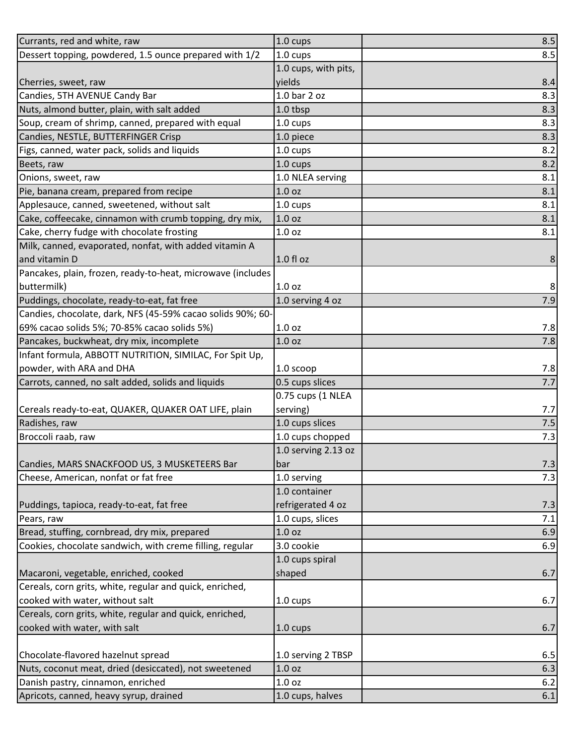| | | |
|---|---|---|
| Currants, red and white, raw | 1.0 cups | 8.5 |
| Dessert topping, powdered, 1.5 ounce prepared with 1/2 | 1.0 cups | 8.5 |
| Cherries, sweet, raw | 1.0 cups, with pits, yields | 8.4 |
| Candies, 5TH AVENUE Candy Bar | 1.0 bar 2 oz | 8.3 |
| Nuts, almond butter, plain, with salt added | 1.0 tbsp | 8.3 |
| Soup, cream of shrimp, canned, prepared with equal | 1.0 cups | 8.3 |
| Candies, NESTLE, BUTTERFINGER Crisp | 1.0 piece | 8.3 |
| Figs, canned, water pack, solids and liquids | 1.0 cups | 8.2 |
| Beets, raw | 1.0 cups | 8.2 |
| Onions, sweet, raw | 1.0 NLEA serving | 8.1 |
| Pie, banana cream, prepared from recipe | 1.0 oz | 8.1 |
| Applesauce, canned, sweetened, without salt | 1.0 cups | 8.1 |
| Cake, coffeecake, cinnamon with crumb topping, dry mix, | 1.0 oz | 8.1 |
| Cake, cherry fudge with chocolate frosting | 1.0 oz | 8.1 |
| Milk, canned, evaporated, nonfat, with added vitamin A and vitamin D | 1.0 fl oz | 8 |
| Pancakes, plain, frozen, ready-to-heat, microwave (includes buttermilk) | 1.0 oz | 8 |
| Puddings, chocolate, ready-to-eat, fat free | 1.0 serving 4 oz | 7.9 |
| Candies, chocolate, dark, NFS (45-59% cacao solids 90%; 60-69% cacao solids 5%; 70-85% cacao solids 5%) | 1.0 oz | 7.8 |
| Pancakes, buckwheat, dry mix, incomplete | 1.0 oz | 7.8 |
| Infant formula, ABBOTT NUTRITION, SIMILAC, For Spit Up, powder, with ARA and DHA | 1.0 scoop | 7.8 |
| Carrots, canned, no salt added, solids and liquids | 0.5 cups slices | 7.7 |
| Cereals ready-to-eat, QUAKER, QUAKER OAT LIFE, plain | 0.75 cups (1 NLEA serving) | 7.7 |
| Radishes, raw | 1.0 cups slices | 7.5 |
| Broccoli raab, raw | 1.0 cups chopped | 7.3 |
| Candies, MARS SNACKFOOD US, 3 MUSKETEERS Bar | 1.0 serving 2.13 oz bar | 7.3 |
| Cheese, American, nonfat or fat free | 1.0 serving | 7.3 |
| Puddings, tapioca, ready-to-eat, fat free | 1.0 container refrigerated 4 oz | 7.3 |
| Pears, raw | 1.0 cups, slices | 7.1 |
| Bread, stuffing, cornbread, dry mix, prepared | 1.0 oz | 6.9 |
| Cookies, chocolate sandwich, with creme filling, regular | 3.0 cookie | 6.9 |
| Macaroni, vegetable, enriched, cooked | 1.0 cups spiral shaped | 6.7 |
| Cereals, corn grits, white, regular and quick, enriched, cooked with water, without salt | 1.0 cups | 6.7 |
| Cereals, corn grits, white, regular and quick, enriched, cooked with water, with salt | 1.0 cups | 6.7 |
| Chocolate-flavored hazelnut spread | 1.0 serving 2 TBSP | 6.5 |
| Nuts, coconut meat, dried (desiccated), not sweetened | 1.0 oz | 6.3 |
| Danish pastry, cinnamon, enriched | 1.0 oz | 6.2 |
| Apricots, canned, heavy syrup, drained | 1.0 cups, halves | 6.1 |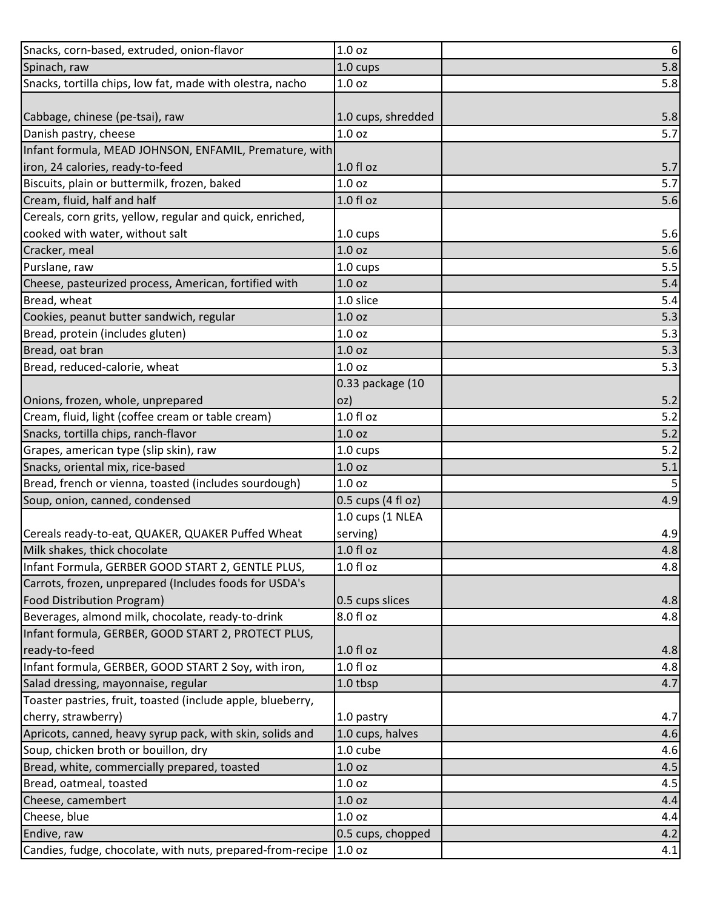| Snacks, corn-based, extruded, onion-flavor | 1.0 oz | 6 |
|---|---|---|
| Spinach, raw | 1.0 cups | 5.8 |
| Snacks, tortilla chips, low fat, made with olestra, nacho | 1.0 oz | 5.8 |
| Cabbage, chinese (pe-tsai), raw | 1.0 cups, shredded | 5.8 |
| Danish pastry, cheese | 1.0 oz | 5.7 |
| Infant formula, MEAD JOHNSON, ENFAMIL, Premature, with iron, 24 calories, ready-to-feed | 1.0 fl oz | 5.7 |
| Biscuits, plain or buttermilk, frozen, baked | 1.0 oz | 5.7 |
| Cream, fluid, half and half | 1.0 fl oz | 5.6 |
| Cereals, corn grits, yellow, regular and quick, enriched, cooked with water, without salt | 1.0 cups | 5.6 |
| Cracker, meal | 1.0 oz | 5.6 |
| Purslane, raw | 1.0 cups | 5.5 |
| Cheese, pasteurized process, American, fortified with | 1.0 oz | 5.4 |
| Bread, wheat | 1.0 slice | 5.4 |
| Cookies, peanut butter sandwich, regular | 1.0 oz | 5.3 |
| Bread, protein (includes gluten) | 1.0 oz | 5.3 |
| Bread, oat bran | 1.0 oz | 5.3 |
| Bread, reduced-calorie, wheat | 1.0 oz | 5.3 |
| Onions, frozen, whole, unprepared | 0.33 package (10 oz) | 5.2 |
| Cream, fluid, light (coffee cream or table cream) | 1.0 fl oz | 5.2 |
| Snacks, tortilla chips, ranch-flavor | 1.0 oz | 5.2 |
| Grapes, american type (slip skin), raw | 1.0 cups | 5.2 |
| Snacks, oriental mix, rice-based | 1.0 oz | 5.1 |
| Bread, french or vienna, toasted (includes sourdough) | 1.0 oz | 5 |
| Soup, onion, canned, condensed | 0.5 cups (4 fl oz) | 4.9 |
| Cereals ready-to-eat, QUAKER, QUAKER Puffed Wheat | 1.0 cups (1 NLEA serving) | 4.9 |
| Milk shakes, thick chocolate | 1.0 fl oz | 4.8 |
| Infant Formula, GERBER GOOD START 2, GENTLE PLUS, | 1.0 fl oz | 4.8 |
| Carrots, frozen, unprepared (Includes foods for USDA's Food Distribution Program) | 0.5 cups slices | 4.8 |
| Beverages, almond milk, chocolate, ready-to-drink | 8.0 fl oz | 4.8 |
| Infant formula, GERBER, GOOD START 2, PROTECT PLUS, ready-to-feed | 1.0 fl oz | 4.8 |
| Infant formula, GERBER, GOOD START 2 Soy, with iron, | 1.0 fl oz | 4.8 |
| Salad dressing, mayonnaise, regular | 1.0 tbsp | 4.7 |
| Toaster pastries, fruit, toasted (include apple, blueberry, cherry, strawberry) | 1.0 pastry | 4.7 |
| Apricots, canned, heavy syrup pack, with skin, solids and | 1.0 cups, halves | 4.6 |
| Soup, chicken broth or bouillon, dry | 1.0 cube | 4.6 |
| Bread, white, commercially prepared, toasted | 1.0 oz | 4.5 |
| Bread, oatmeal, toasted | 1.0 oz | 4.5 |
| Cheese, camembert | 1.0 oz | 4.4 |
| Cheese, blue | 1.0 oz | 4.4 |
| Endive, raw | 0.5 cups, chopped | 4.2 |
| Candies, fudge, chocolate, with nuts, prepared-from-recipe | 1.0 oz | 4.1 |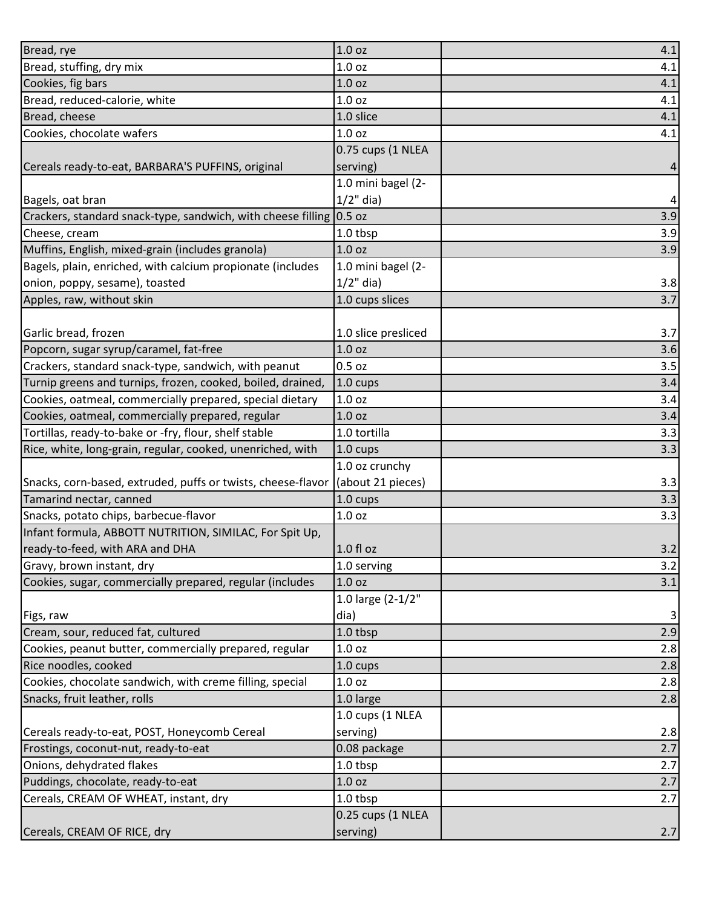| | | |
|---|---|---|
| Bread, rye | 1.0 oz | 4.1 |
| Bread, stuffing, dry mix | 1.0 oz | 4.1 |
| Cookies, fig bars | 1.0 oz | 4.1 |
| Bread, reduced-calorie, white | 1.0 oz | 4.1 |
| Bread, cheese | 1.0 slice | 4.1 |
| Cookies, chocolate wafers | 1.0 oz | 4.1 |
| Cereals ready-to-eat, BARBARA'S PUFFINS, original | 0.75 cups (1 NLEA serving) | 4 |
| Bagels, oat bran | 1.0 mini bagel (2-1/2" dia) | 4 |
| Crackers, standard snack-type, sandwich, with cheese filling | 0.5 oz | 3.9 |
| Cheese, cream | 1.0 tbsp | 3.9 |
| Muffins, English, mixed-grain (includes granola) | 1.0 oz | 3.9 |
| Bagels, plain, enriched, with calcium propionate (includes onion, poppy, sesame), toasted | 1.0 mini bagel (2-1/2" dia) | 3.8 |
| Apples, raw, without skin | 1.0 cups slices | 3.7 |
| Garlic bread, frozen | 1.0 slice presliced | 3.7 |
| Popcorn, sugar syrup/caramel, fat-free | 1.0 oz | 3.6 |
| Crackers, standard snack-type, sandwich, with peanut | 0.5 oz | 3.5 |
| Turnip greens and turnips, frozen, cooked, boiled, drained, | 1.0 cups | 3.4 |
| Cookies, oatmeal, commercially prepared, special dietary | 1.0 oz | 3.4 |
| Cookies, oatmeal, commercially prepared, regular | 1.0 oz | 3.4 |
| Tortillas, ready-to-bake or -fry, flour, shelf stable | 1.0 tortilla | 3.3 |
| Rice, white, long-grain, regular, cooked, unenriched, with | 1.0 cups | 3.3 |
| Snacks, corn-based, extruded, puffs or twists, cheese-flavor | 1.0 oz crunchy (about 21 pieces) | 3.3 |
| Tamarind nectar, canned | 1.0 cups | 3.3 |
| Snacks, potato chips, barbecue-flavor | 1.0 oz | 3.3 |
| Infant formula, ABBOTT NUTRITION, SIMILAC, For Spit Up, ready-to-feed, with ARA and DHA | 1.0 fl oz | 3.2 |
| Gravy, brown instant, dry | 1.0 serving | 3.2 |
| Cookies, sugar, commercially prepared, regular (includes | 1.0 oz | 3.1 |
| Figs, raw | 1.0 large (2-1/2" dia) | 3 |
| Cream, sour, reduced fat, cultured | 1.0 tbsp | 2.9 |
| Cookies, peanut butter, commercially prepared, regular | 1.0 oz | 2.8 |
| Rice noodles, cooked | 1.0 cups | 2.8 |
| Cookies, chocolate sandwich, with creme filling, special | 1.0 oz | 2.8 |
| Snacks, fruit leather, rolls | 1.0 large | 2.8 |
| Cereals ready-to-eat, POST, Honeycomb Cereal | 1.0 cups (1 NLEA serving) | 2.8 |
| Frostings, coconut-nut, ready-to-eat | 0.08 package | 2.7 |
| Onions, dehydrated flakes | 1.0 tbsp | 2.7 |
| Puddings, chocolate, ready-to-eat | 1.0 oz | 2.7 |
| Cereals, CREAM OF WHEAT, instant, dry | 1.0 tbsp | 2.7 |
| Cereals, CREAM OF RICE, dry | 0.25 cups (1 NLEA serving) | 2.7 |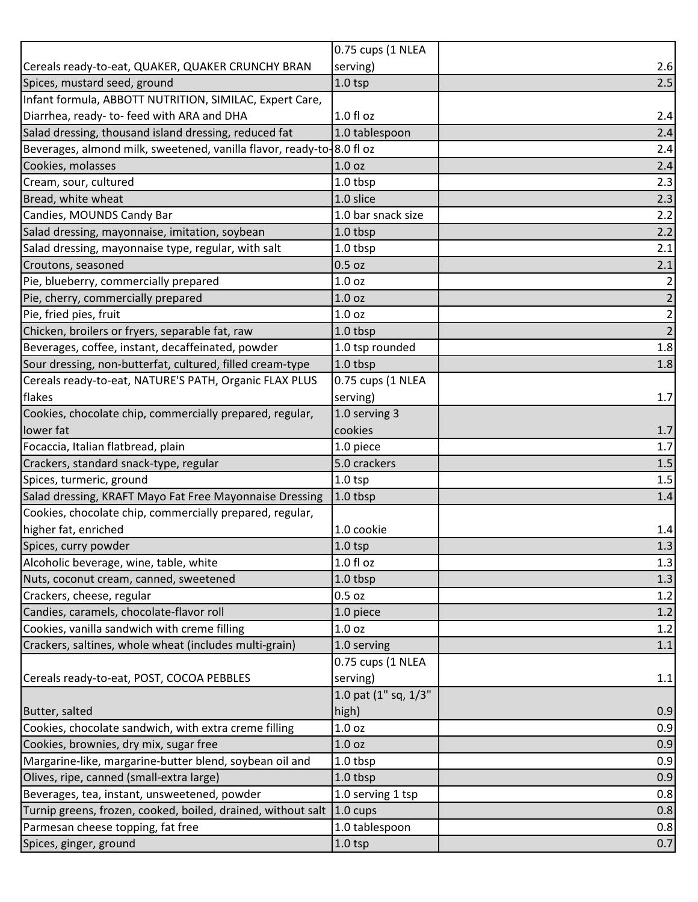| | | |
|---|---|---|
| Cereals ready-to-eat, QUAKER, QUAKER CRUNCHY BRAN | 0.75 cups (1 NLEA serving) | 2.6 |
| Spices, mustard seed, ground | 1.0 tsp | 2.5 |
| Infant formula, ABBOTT NUTRITION, SIMILAC, Expert Care, Diarrhea, ready- to- feed with ARA and DHA | 1.0 fl oz | 2.4 |
| Salad dressing, thousand island dressing, reduced fat | 1.0 tablespoon | 2.4 |
| Beverages, almond milk, sweetened, vanilla flavor, ready-to- | 8.0 fl oz | 2.4 |
| Cookies, molasses | 1.0 oz | 2.4 |
| Cream, sour, cultured | 1.0 tbsp | 2.3 |
| Bread, white wheat | 1.0 slice | 2.3 |
| Candies, MOUNDS Candy Bar | 1.0 bar snack size | 2.2 |
| Salad dressing, mayonnaise, imitation, soybean | 1.0 tbsp | 2.2 |
| Salad dressing, mayonnaise type, regular, with salt | 1.0 tbsp | 2.1 |
| Croutons, seasoned | 0.5 oz | 2.1 |
| Pie, blueberry, commercially prepared | 1.0 oz | 2 |
| Pie, cherry, commercially prepared | 1.0 oz | 2 |
| Pie, fried pies, fruit | 1.0 oz | 2 |
| Chicken, broilers or fryers, separable fat, raw | 1.0 tbsp | 2 |
| Beverages, coffee, instant, decaffeinated, powder | 1.0 tsp rounded | 1.8 |
| Sour dressing, non-butterfat, cultured, filled cream-type | 1.0 tbsp | 1.8 |
| Cereals ready-to-eat, NATURE'S PATH, Organic FLAX PLUS flakes | 0.75 cups (1 NLEA serving) | 1.7 |
| Cookies, chocolate chip, commercially prepared, regular, lower fat | 1.0 serving 3 cookies | 1.7 |
| Focaccia, Italian flatbread, plain | 1.0 piece | 1.7 |
| Crackers, standard snack-type, regular | 5.0 crackers | 1.5 |
| Spices, turmeric, ground | 1.0 tsp | 1.5 |
| Salad dressing, KRAFT Mayo Fat Free Mayonnaise Dressing | 1.0 tbsp | 1.4 |
| Cookies, chocolate chip, commercially prepared, regular, higher fat, enriched | 1.0 cookie | 1.4 |
| Spices, curry powder | 1.0 tsp | 1.3 |
| Alcoholic beverage, wine, table, white | 1.0 fl oz | 1.3 |
| Nuts, coconut cream, canned, sweetened | 1.0 tbsp | 1.3 |
| Crackers, cheese, regular | 0.5 oz | 1.2 |
| Candies, caramels, chocolate-flavor roll | 1.0 piece | 1.2 |
| Cookies, vanilla sandwich with creme filling | 1.0 oz | 1.2 |
| Crackers, saltines, whole wheat (includes multi-grain) | 1.0 serving | 1.1 |
| Cereals ready-to-eat, POST, COCOA PEBBLES | 0.75 cups (1 NLEA serving) | 1.1 |
| Butter, salted | 1.0 pat (1" sq, 1/3" high) | 0.9 |
| Cookies, chocolate sandwich, with extra creme filling | 1.0 oz | 0.9 |
| Cookies, brownies, dry mix, sugar free | 1.0 oz | 0.9 |
| Margarine-like, margarine-butter blend, soybean oil and | 1.0 tbsp | 0.9 |
| Olives, ripe, canned (small-extra large) | 1.0 tbsp | 0.9 |
| Beverages, tea, instant, unsweetened, powder | 1.0 serving 1 tsp | 0.8 |
| Turnip greens, frozen, cooked, boiled, drained, without salt | 1.0 cups | 0.8 |
| Parmesan cheese topping, fat free | 1.0 tablespoon | 0.8 |
| Spices, ginger, ground | 1.0 tsp | 0.7 |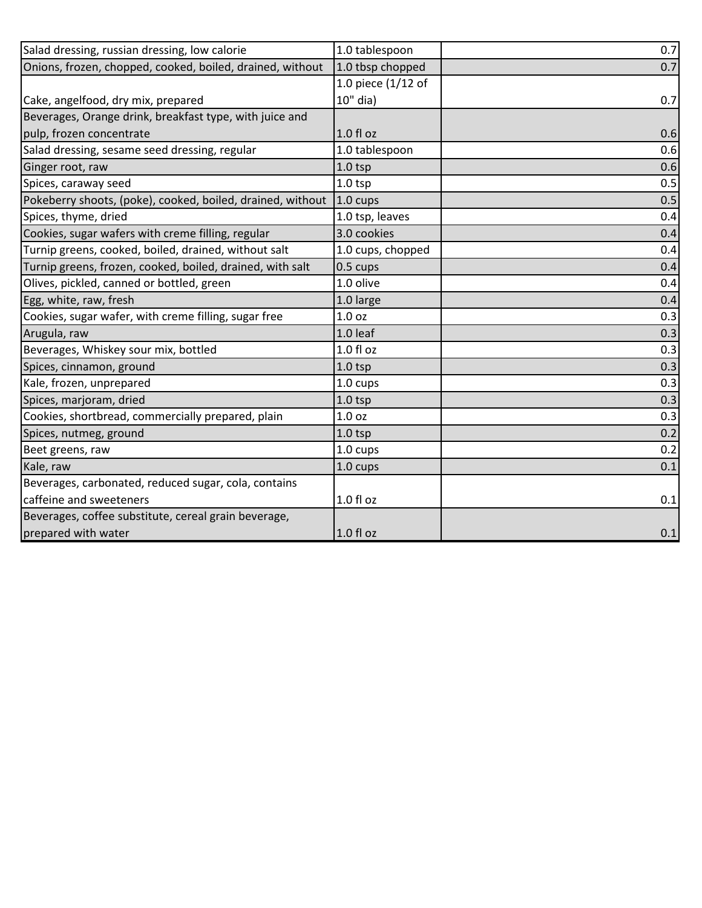| | | |
|---|---|---|
| Salad dressing, russian dressing, low calorie | 1.0 tablespoon | 0.7 |
| Onions, frozen, chopped, cooked, boiled, drained, without | 1.0 tbsp chopped | 0.7 |
| Cake, angelfood, dry mix, prepared | 1.0 piece (1/12 of 10" dia) | 0.7 |
| Beverages, Orange drink, breakfast type, with juice and pulp, frozen concentrate | 1.0 fl oz | 0.6 |
| Salad dressing, sesame seed dressing, regular | 1.0 tablespoon | 0.6 |
| Ginger root, raw | 1.0 tsp | 0.6 |
| Spices, caraway seed | 1.0 tsp | 0.5 |
| Pokeberry shoots, (poke), cooked, boiled, drained, without | 1.0 cups | 0.5 |
| Spices, thyme, dried | 1.0 tsp, leaves | 0.4 |
| Cookies, sugar wafers with creme filling, regular | 3.0 cookies | 0.4 |
| Turnip greens, cooked, boiled, drained, without salt | 1.0 cups, chopped | 0.4 |
| Turnip greens, frozen, cooked, boiled, drained, with salt | 0.5 cups | 0.4 |
| Olives, pickled, canned or bottled, green | 1.0 olive | 0.4 |
| Egg, white, raw, fresh | 1.0 large | 0.4 |
| Cookies, sugar wafer, with creme filling, sugar free | 1.0 oz | 0.3 |
| Arugula, raw | 1.0 leaf | 0.3 |
| Beverages, Whiskey sour mix, bottled | 1.0 fl oz | 0.3 |
| Spices, cinnamon, ground | 1.0 tsp | 0.3 |
| Kale, frozen, unprepared | 1.0 cups | 0.3 |
| Spices, marjoram, dried | 1.0 tsp | 0.3 |
| Cookies, shortbread, commercially prepared, plain | 1.0 oz | 0.3 |
| Spices, nutmeg, ground | 1.0 tsp | 0.2 |
| Beet greens, raw | 1.0 cups | 0.2 |
| Kale, raw | 1.0 cups | 0.1 |
| Beverages, carbonated, reduced sugar, cola, contains caffeine and sweeteners | 1.0 fl oz | 0.1 |
| Beverages, coffee substitute, cereal grain beverage, prepared with water | 1.0 fl oz | 0.1 |